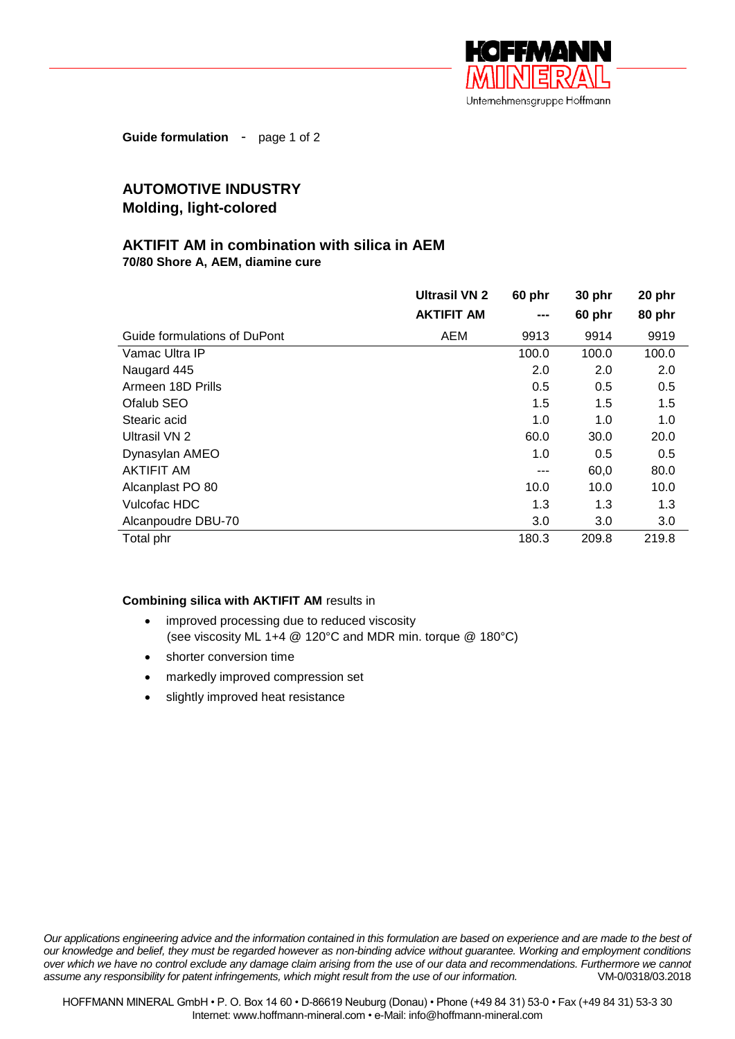**Guide formulation** - page 1 of 2

## AUTOMOTIVE INDUSTRY
## Molding, light-colored

### AKTIFIT AM in combination with silica in AEM

**70/80 Shore A, AEM, diamine cure**

| | **Ultrasil VN 2** | **60 phr** | **30 phr** | **20 phr** |
|---|---|---|---|---|
| | **AKTIFIT AM** | **---** | **60 phr** | **80 phr** |
| Guide formulations of DuPont | AEM | 9913 | 9914 | 9919 |
| Vamac Ultra IP | | 100.0 | 100.0 | 100.0 |
| Naugard 445 | | 2.0 | 2.0 | 2.0 |
| Armeen 18D Prills | | 0.5 | 0.5 | 0.5 |
| Ofalub SEO | | 1.5 | 1.5 | 1.5 |
| Stearic acid | | 1.0 | 1.0 | 1.0 |
| Ultrasil VN 2 | | 60.0 | 30.0 | 20.0 |
| Dynasylan AMEO | | 1.0 | 0.5 | 0.5 |
| AKTIFIT AM | | --- | 60,0 | 80.0 |
| Alcanplast PO 80 | | 10.0 | 10.0 | 10.0 |
| Vulcofac HDC | | 1.3 | 1.3 | 1.3 |
| Alcanpoudre DBU-70 | | 3.0 | 3.0 | 3.0 |
| Total phr | | 180.3 | 209.8 | 219.8 |

**Combining silica with AKTIFIT AM** results in

- improved processing due to reduced viscosity (see viscosity ML 1+4 @ 120°C and MDR min. torque @ 180°C)
- shorter conversion time
- markedly improved compression set
- slightly improved heat resistance

*Our applications engineering advice and the information contained in this formulation are based on experience and are made to the best of our knowledge and belief, they must be regarded however as non-binding advice without guarantee. Working and employment conditions over which we have no control exclude any damage claim arising from the use of our data and recommendations. Furthermore we cannot assume any responsibility for patent infringements, which might result from the use of our information.* VM-0/0318/03.2018

HOFFMANN MINERAL GmbH • P. O. Box 14 60 • D-86619 Neuburg (Donau) • Phone (+49 84 31) 53-0 • Fax (+49 84 31) 53-3 30
Internet: www.hoffmann-mineral.com • e-Mail: info@hoffmann-mineral.com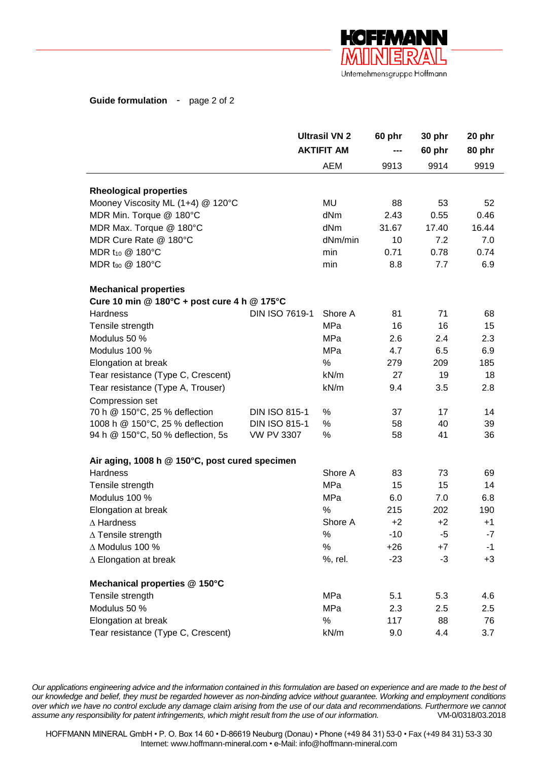**Guide formulation** - page 2 of 2

| | | | | | |
|---|---|---|---|---|---|
| | | Ultrasil VN 2 | 60 phr | 30 phr | 20 phr |
| | | AKTIFIT AM | --- | 60 phr | 80 phr |
| | | AEM | 9913 | 9914 | 9919 |
| **Rheological properties** | | | | | |
| Mooney Viscosity ML (1+4) @ 120°C | | MU | 88 | 53 | 52 |
| MDR Min. Torque @ 180°C | | dNm | 2.43 | 0.55 | 0.46 |
| MDR Max. Torque @ 180°C | | dNm | 31.67 | 17.40 | 16.44 |
| MDR Cure Rate @ 180°C | | dNm/min | 10 | 7.2 | 7.0 |
| MDR $t_{10}$ @ 180°C | | min | 0.71 | 0.78 | 0.74 |
| MDR $t_{90}$ @ 180°C | | min | 8.8 | 7.7 | 6.9 |
| **Mechanical properties** | | | | | |
| **Cure 10 min @ 180°C + post cure 4 h @ 175°C** | | | | | |
| Hardness | DIN ISO 7619-1 | Shore A | 81 | 71 | 68 |
| Tensile strength | | MPa | 16 | 16 | 15 |
| Modulus 50 % | | MPa | 2.6 | 2.4 | 2.3 |
| Modulus 100 % | | MPa | 4.7 | 6.5 | 6.9 |
| Elongation at break | | % | 279 | 209 | 185 |
| Tear resistance (Type C, Crescent) | | kN/m | 27 | 19 | 18 |
| Tear resistance (Type A, Trouser) | | kN/m | 9.4 | 3.5 | 2.8 |
| Compression set | | | | | |
| 70 h @ 150°C, 25 % deflection | DIN ISO 815-1 | % | 37 | 17 | 14 |
| 1008 h @ 150°C, 25 % deflection | DIN ISO 815-1 | % | 58 | 40 | 39 |
| 94 h @ 150°C, 50 % deflection, 5s | VW PV 3307 | % | 58 | 41 | 36 |
| **Air aging, 1008 h @ 150°C, post cured specimen** | | | | | |
| Hardness | | Shore A | 83 | 73 | 69 |
| Tensile strength | | MPa | 15 | 15 | 14 |
| Modulus 100 % | | MPa | 6.0 | 7.0 | 6.8 |
| Elongation at break | | % | 215 | 202 | 190 |
| Δ Hardness | | Shore A | +2 | +2 | +1 |
| Δ Tensile strength | | % | -10 | -5 | -7 |
| Δ Modulus 100 % | | % | +26 | +7 | -1 |
| Δ Elongation at break | | %, rel. | -23 | -3 | +3 |
| **Mechanical properties @ 150°C** | | | | | |
| Tensile strength | | MPa | 5.1 | 5.3 | 4.6 |
| Modulus 50 % | | MPa | 2.3 | 2.5 | 2.5 |
| Elongation at break | | % | 117 | 88 | 76 |
| Tear resistance (Type C, Crescent) | | kN/m | 9.0 | 4.4 | 3.7 |

*Our applications engineering advice and the information contained in this formulation are based on experience and are made to the best of our knowledge and belief, they must be regarded however as non-binding advice without guarantee. Working and employment conditions over which we have no control exclude any damage claim arising from the use of our data and recommendations. Furthermore we cannot assume any responsibility for patent infringements, which might result from the use of our information.* VM-0/0318/03.2018

HOFFMANN MINERAL GmbH • P. O. Box 14 60 • D-86619 Neuburg (Donau) • Phone (+49 84 31) 53-0 • Fax (+49 84 31) 53-3 30
Internet: www.hoffmann-mineral.com • e-Mail: info@hoffmann-mineral.com